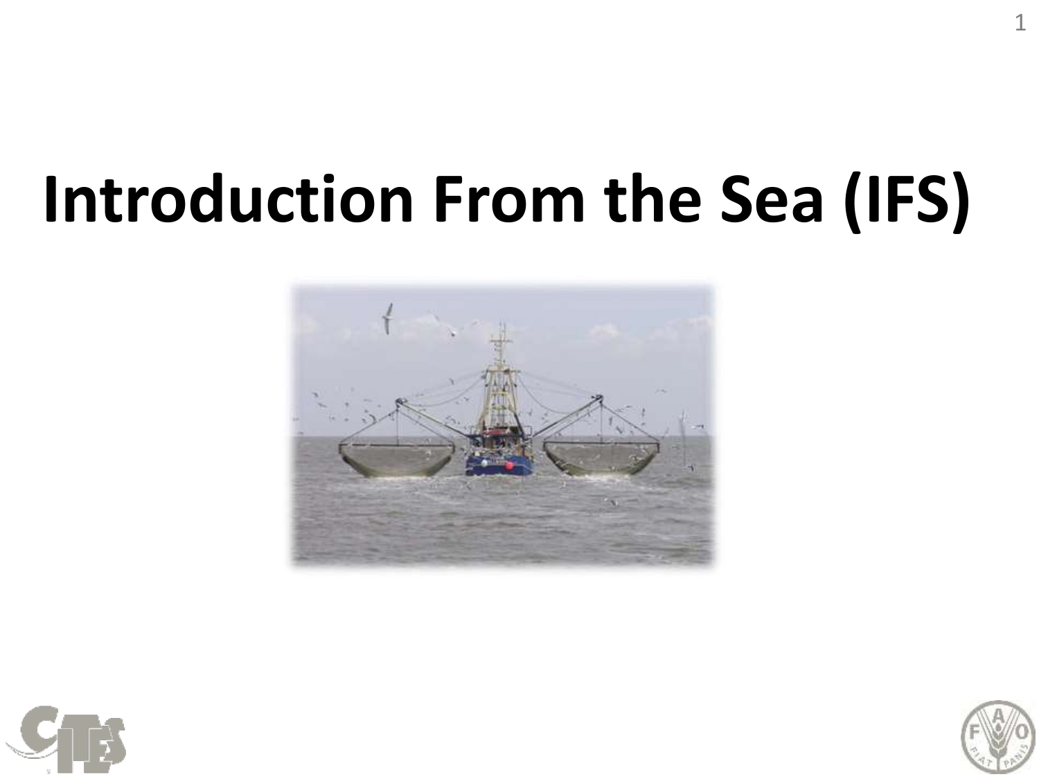# Introduction From the Sea (IFS)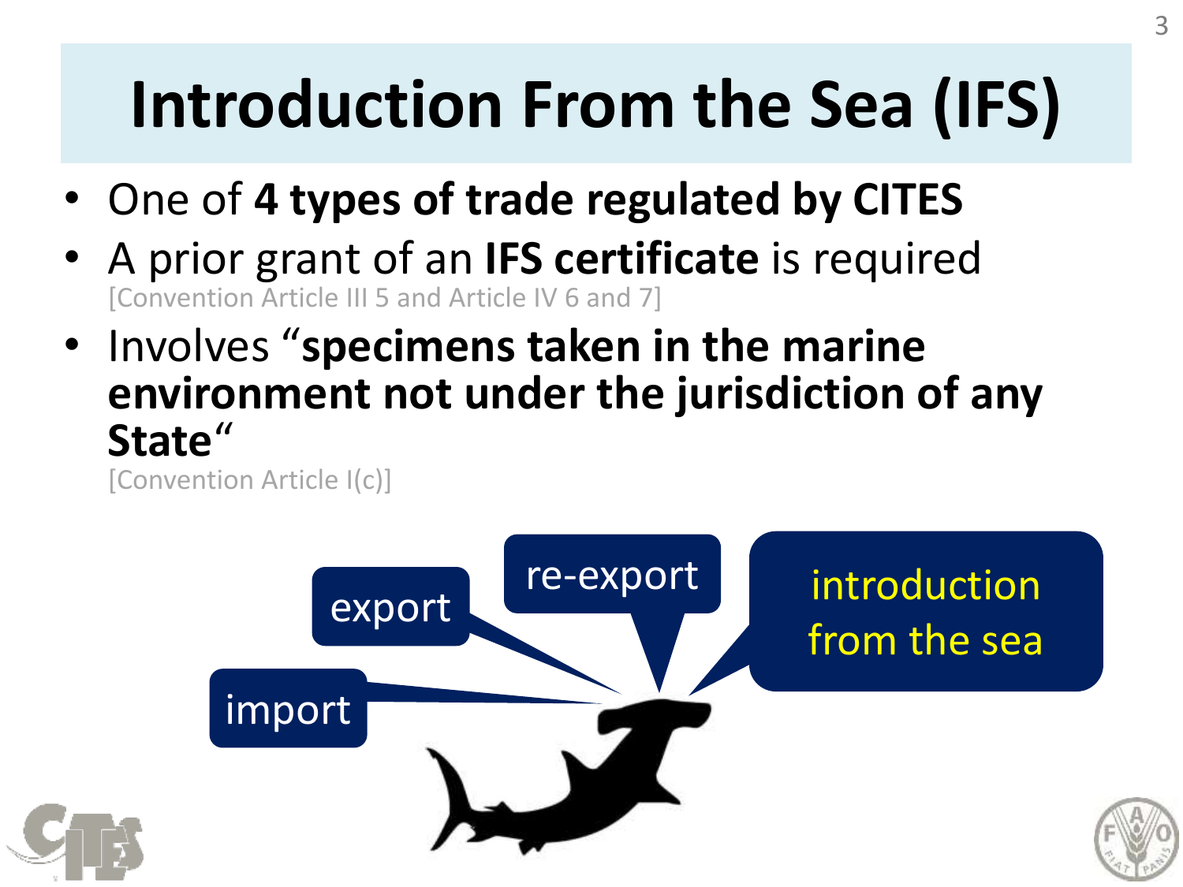# Introduction From the Sea (IFS)

- One of **4 types of trade regulated by CITES**
- A prior grant of an **IFS certificate** is required
  [Convention Article III 5 and Article IV 6 and 7]
- Involves "**specimens taken in the marine environment not under the jurisdiction of any State**"
  [Convention Article I(c)]

export

re-export

introduction from the sea

import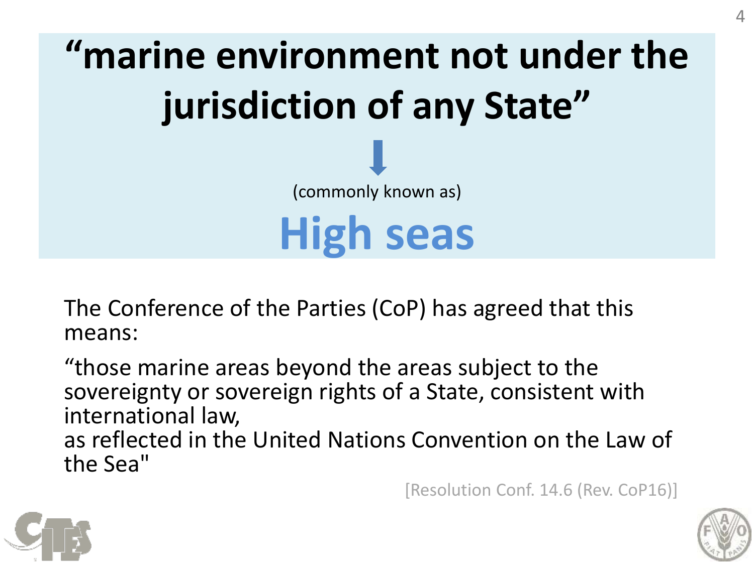# "marine environment not under the jurisdiction of any State"

↓

(commonly known as)

## High seas

The Conference of the Parties (CoP) has agreed that this means:

"those marine areas beyond the areas subject to the sovereignty or sovereign rights of a State, consistent with international law,
as reflected in the United Nations Convention on the Law of the Sea"

[Resolution Conf. 14.6 (Rev. CoP16)]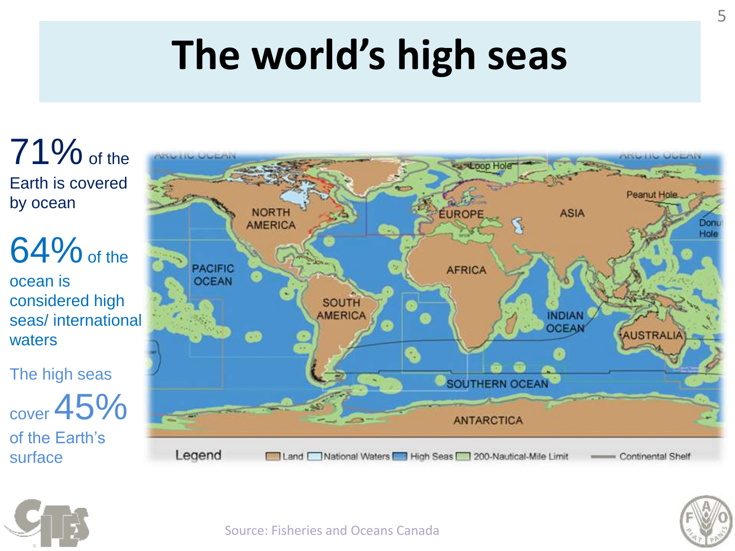# The world's high seas

71% of the Earth is covered by ocean

64% of the ocean is considered high seas/ international waters

The high seas cover 45% of the Earth's surface

Source: Fisheries and Oceans Canada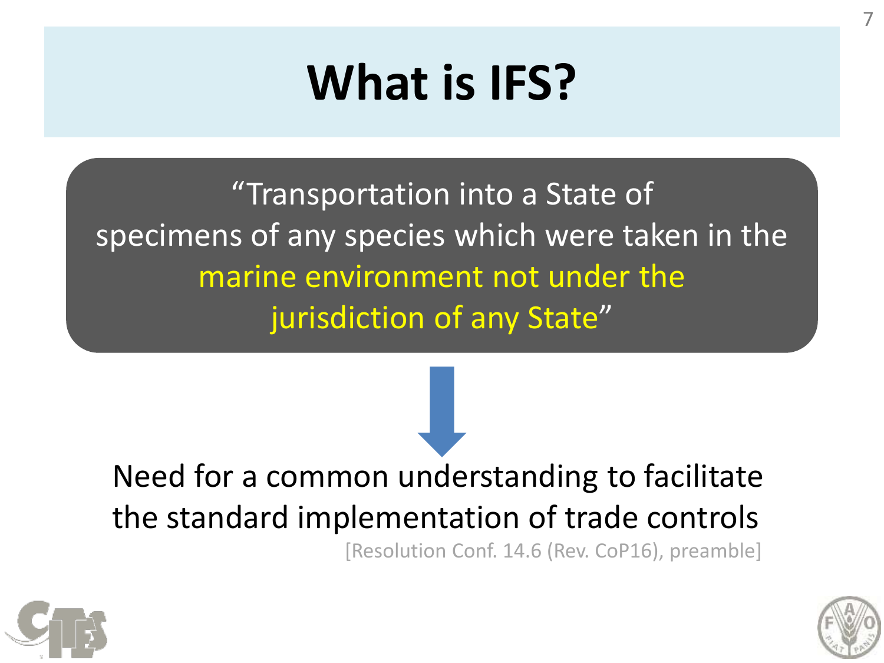# What is IFS?

"Transportation into a State of specimens of any species which were taken in the marine environment not under the jurisdiction of any State"

Need for a common understanding to facilitate the standard implementation of trade controls

[Resolution Conf. 14.6 (Rev. CoP16), preamble]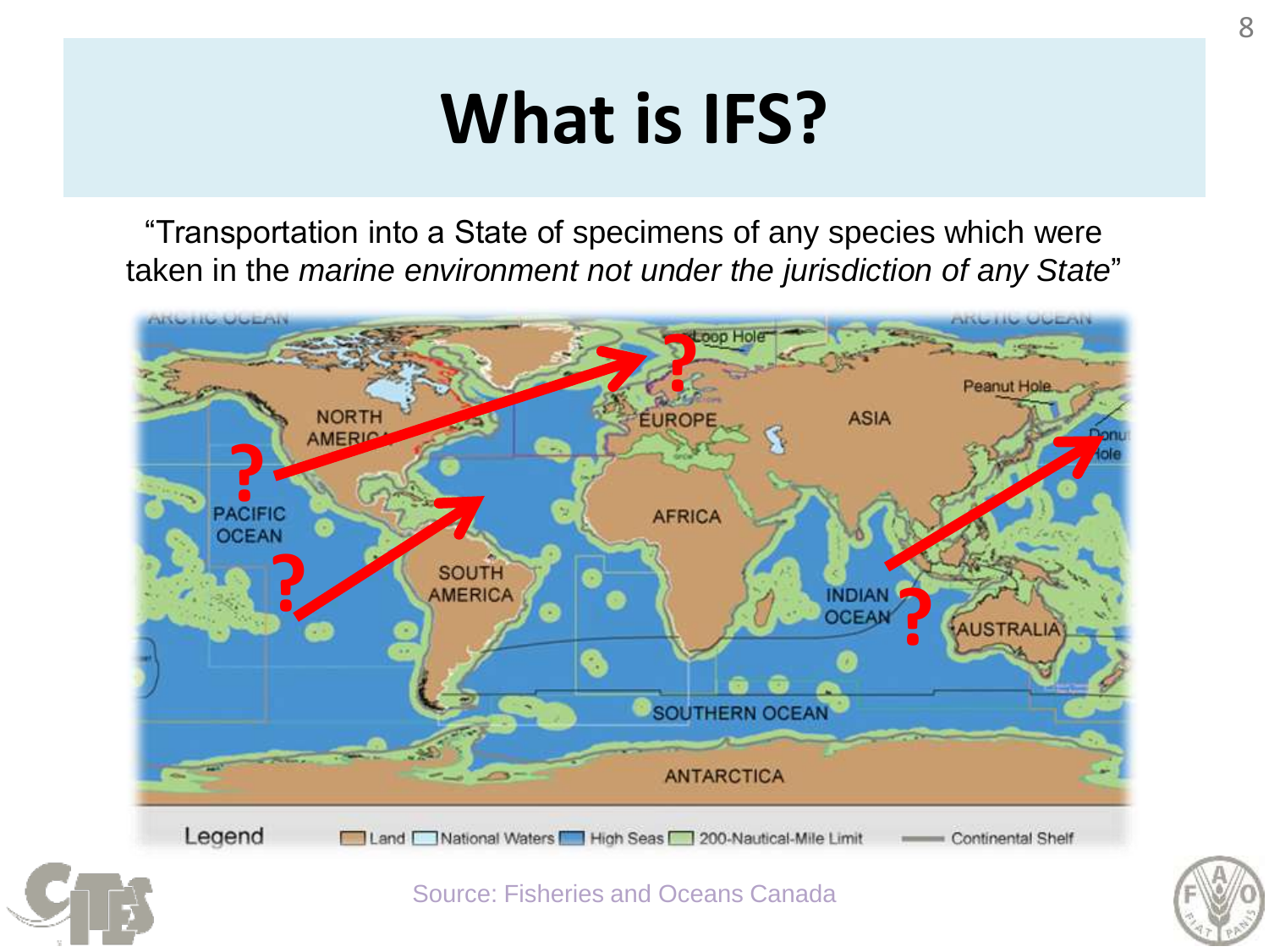# What is IFS?

"Transportation into a State of specimens of any species which were taken in the *marine environment not under the jurisdiction of any State*"

Source: Fisheries and Oceans Canada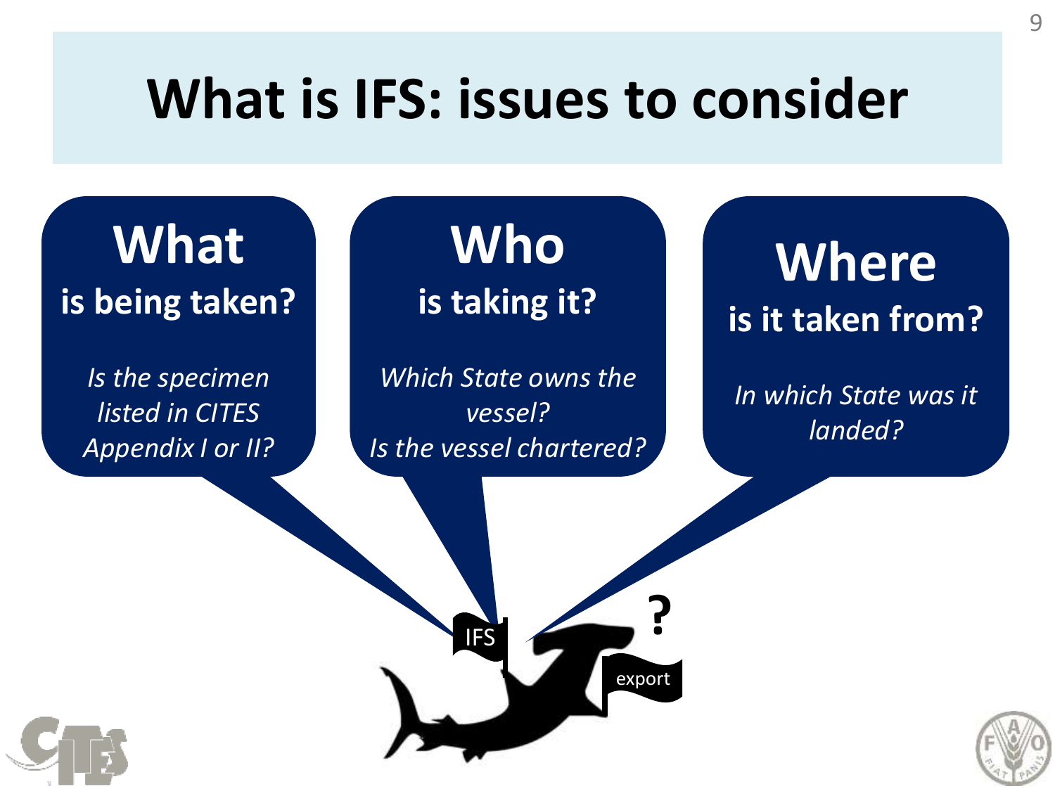# What is IFS: issues to consider

## What
**is being taken?**

*Is the specimen listed in CITES Appendix I or II?*

## Who
**is taking it?**

*Which State owns the vessel?*
*Is the vessel chartered?*

## Where
**is it taken from?**

*In which State was it landed?*

IFS

?

export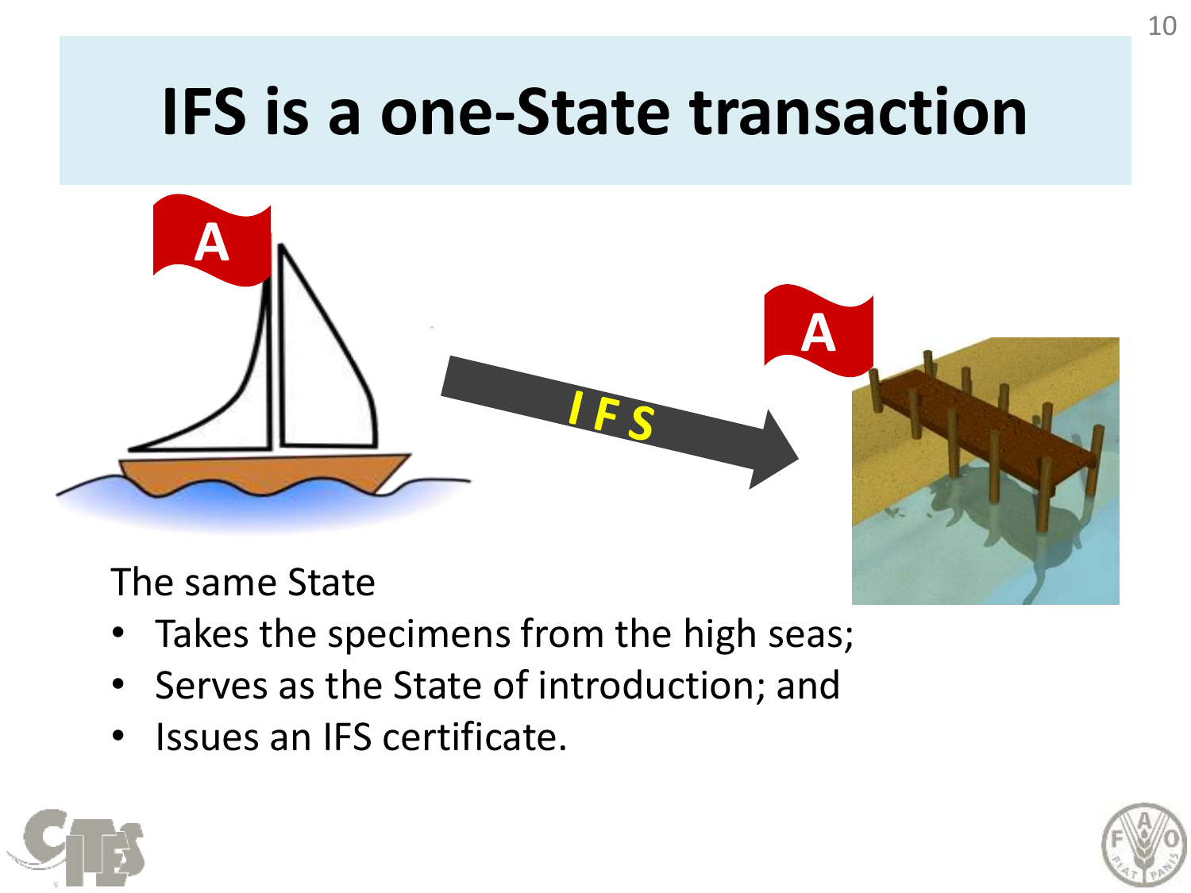# IFS is a one-State transaction

The same State

- Takes the specimens from the high seas;
- Serves as the State of introduction; and
- Issues an IFS certificate.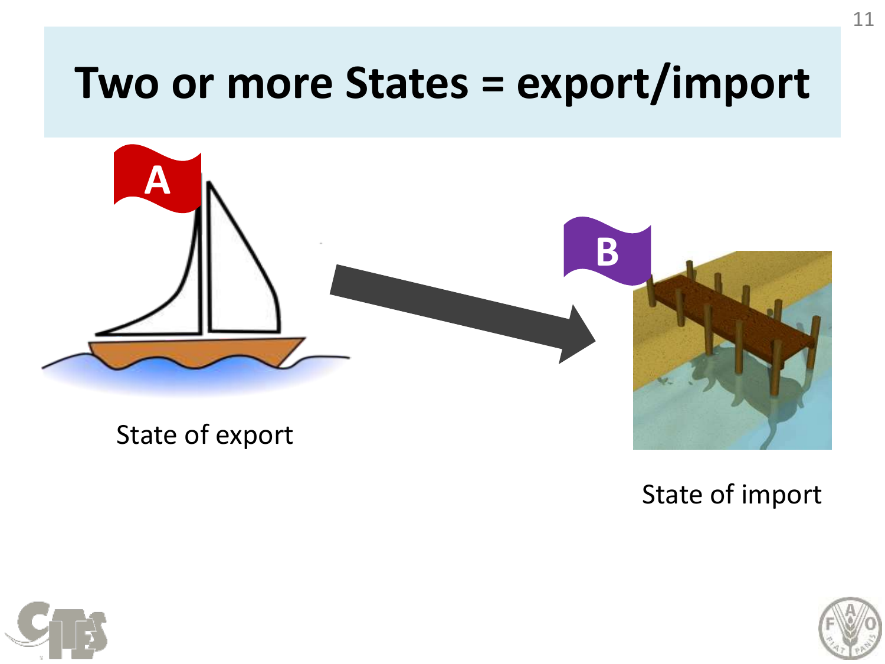# Two or more States = export/import

A

B

State of export

State of import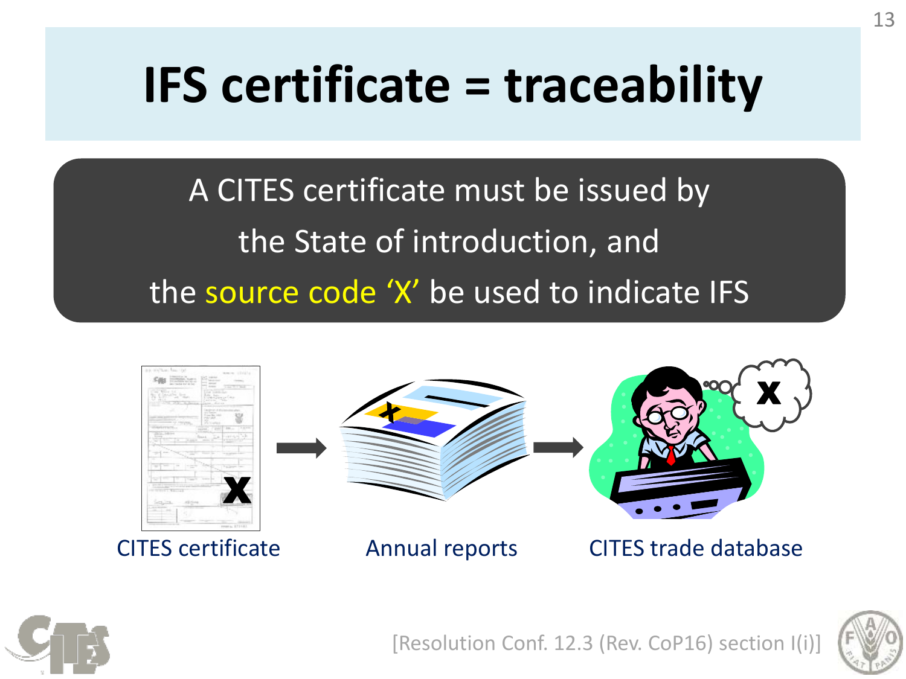# IFS certificate = traceability

A CITES certificate must be issued by the State of introduction, and the source code 'X' be used to indicate IFS

CITES certificate → Annual reports → CITES trade database

[Resolution Conf. 12.3 (Rev. CoP16) section I(i)]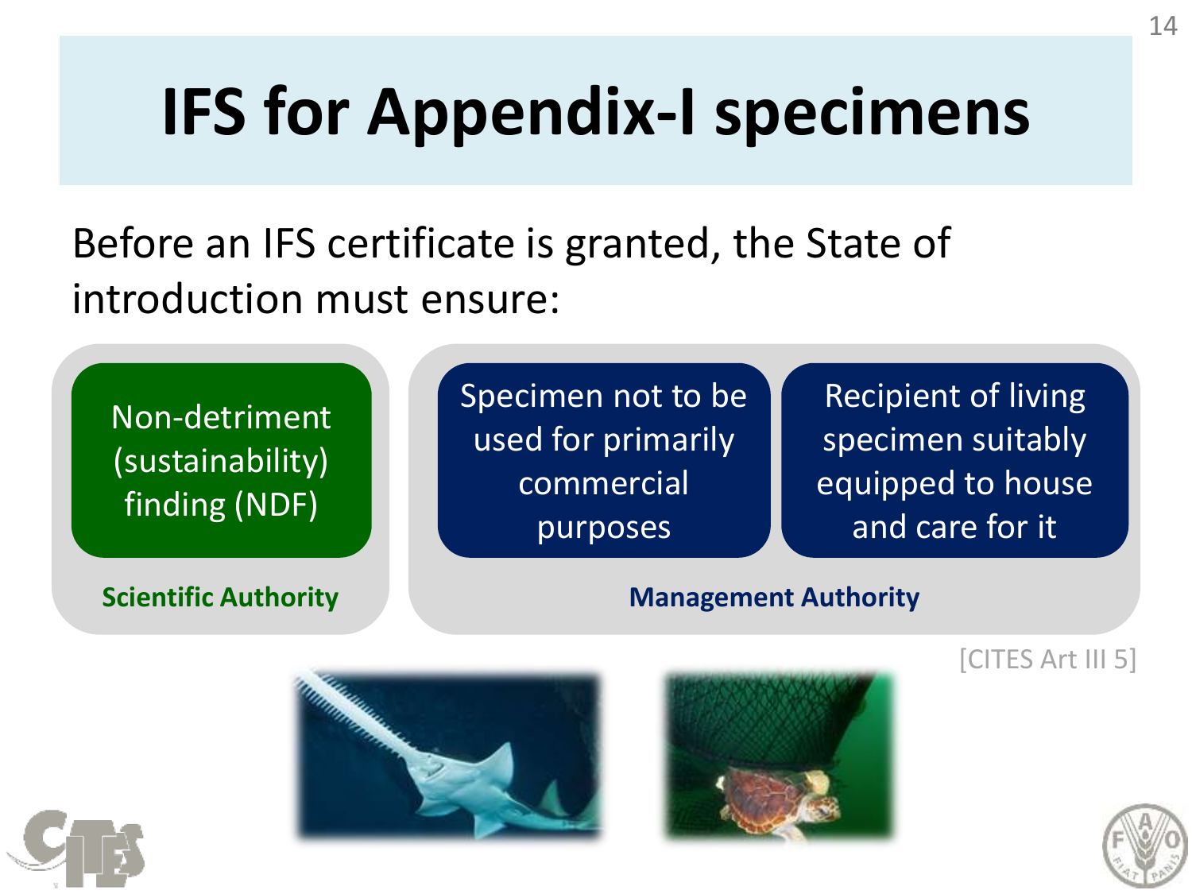# IFS for Appendix-I specimens

Before an IFS certificate is granted, the State of introduction must ensure:

- Non-detriment (sustainability) finding (NDF) — **Scientific Authority**
- Specimen not to be used for primarily commercial purposes — **Management Authority**
- Recipient of living specimen suitably equipped to house and care for it — **Management Authority**

[CITES Art III 5]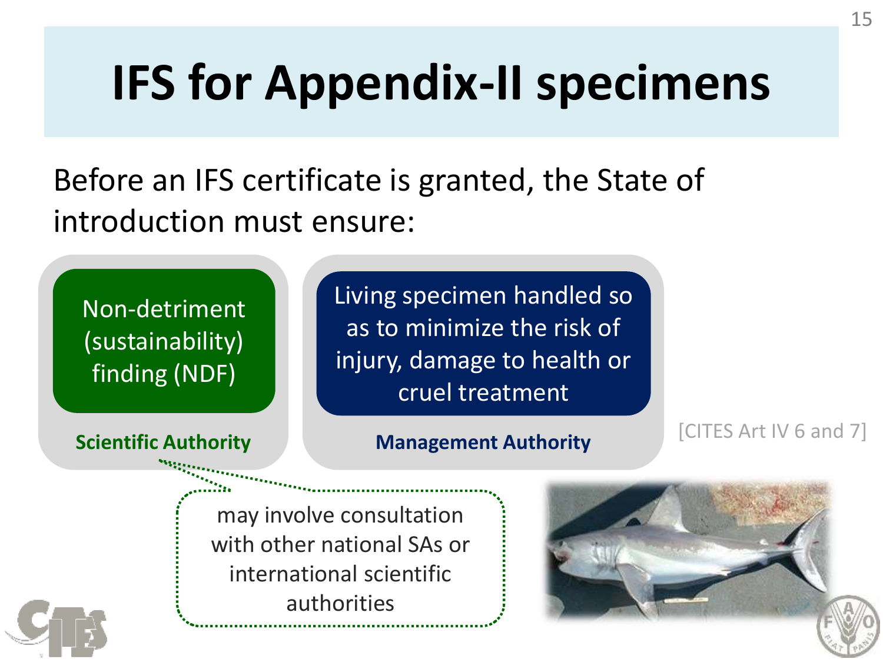# IFS for Appendix-II specimens

Before an IFS certificate is granted, the State of introduction must ensure:

- Non-detriment (sustainability) finding (NDF)
  - **Scientific Authority**
  - may involve consultation with other national SAs or international scientific authorities
- Living specimen handled so as to minimize the risk of injury, damage to health or cruel treatment
  - **Management Authority**

[CITES Art IV 6 and 7]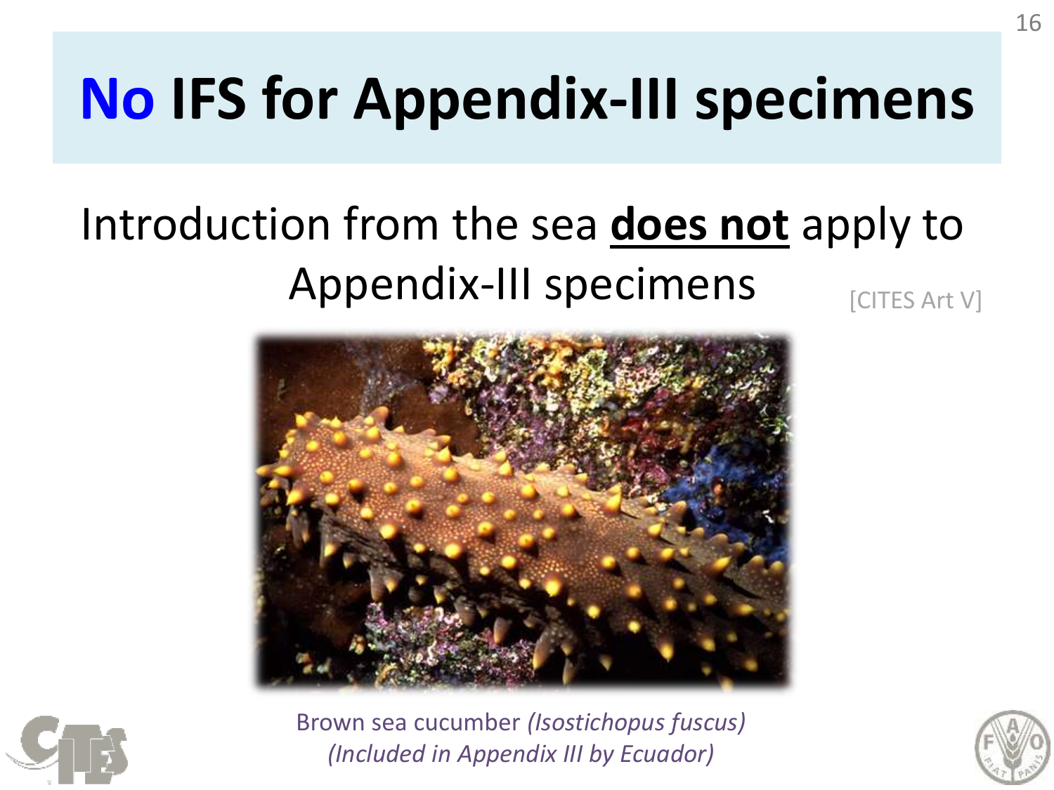# No IFS for Appendix-III specimens

Introduction from the sea **does not** apply to Appendix-III specimens [CITES Art V]

Brown sea cucumber *(Isostichopus fuscus)* *(Included in Appendix III by Ecuador)*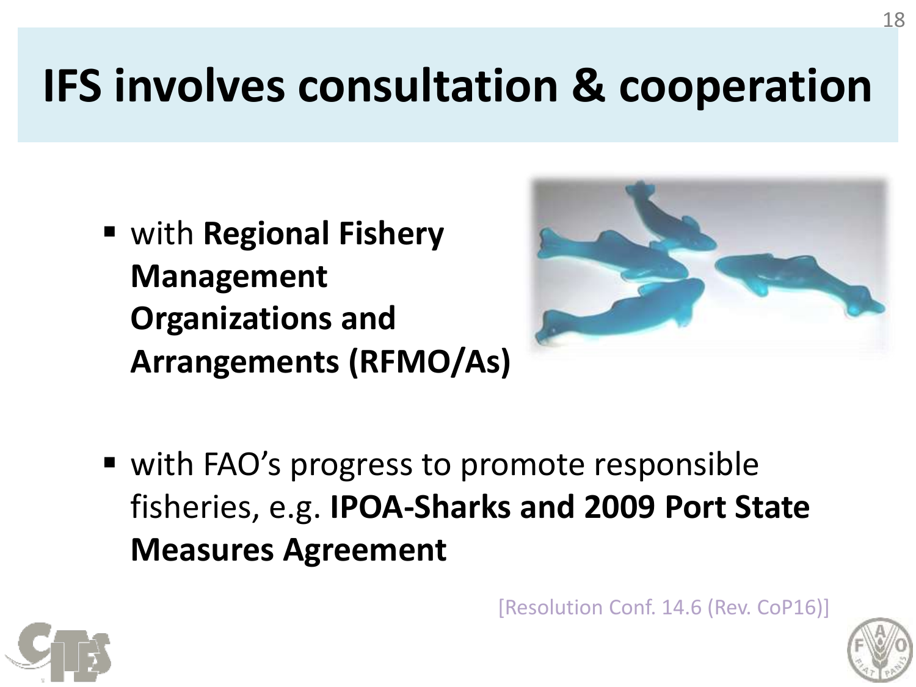# IFS involves consultation & cooperation

- with **Regional Fishery Management Organizations and Arrangements (RFMO/As)**

- with FAO's progress to promote responsible fisheries, e.g. **IPOA-Sharks and 2009 Port State Measures Agreement**

[Resolution Conf. 14.6 (Rev. CoP16)]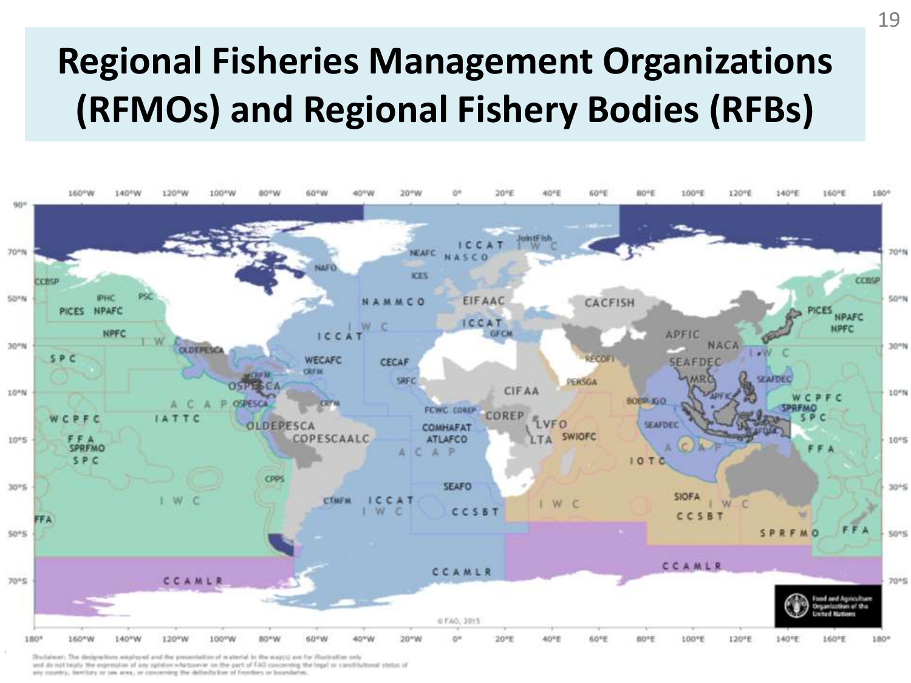# Regional Fisheries Management Organizations (RFMOs) and Regional Fishery Bodies (RFBs)

Disclaimer: The designations employed and the presentation of material in the map(s) are for illustration only and do not imply the expression of any opinion whatsoever on the part of FAO concerning the legal or constitutional status of any country, territory or sea area, or concerning the delimitation of frontiers or boundaries.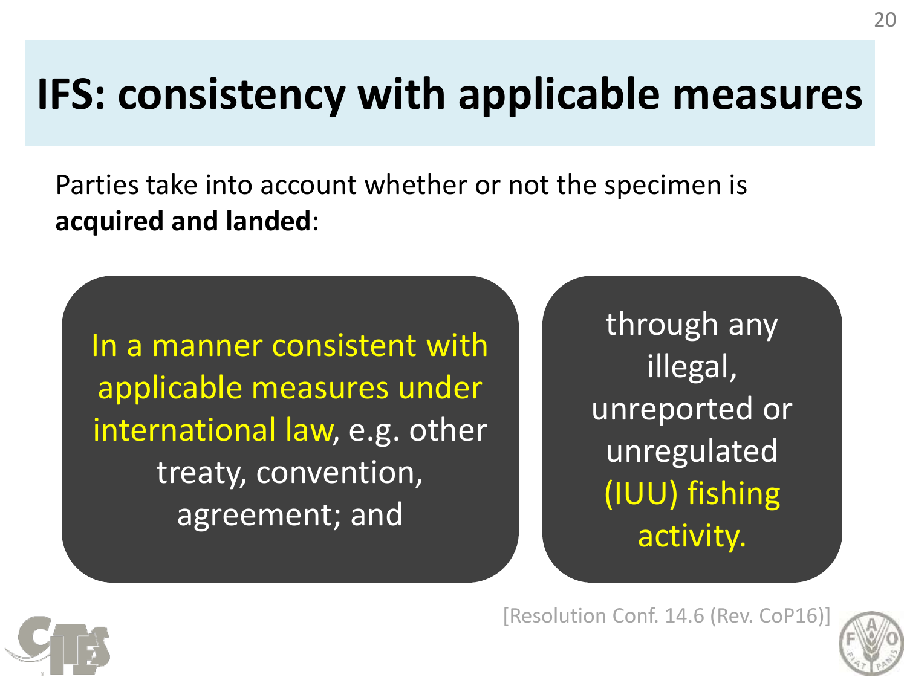# IFS: consistency with applicable measures

Parties take into account whether or not the specimen is **acquired and landed**:

In a manner consistent with applicable measures under international law, e.g. other treaty, convention, agreement; and

through any illegal, unreported or unregulated (IUU) fishing activity.

[Resolution Conf. 14.6 (Rev. CoP16)]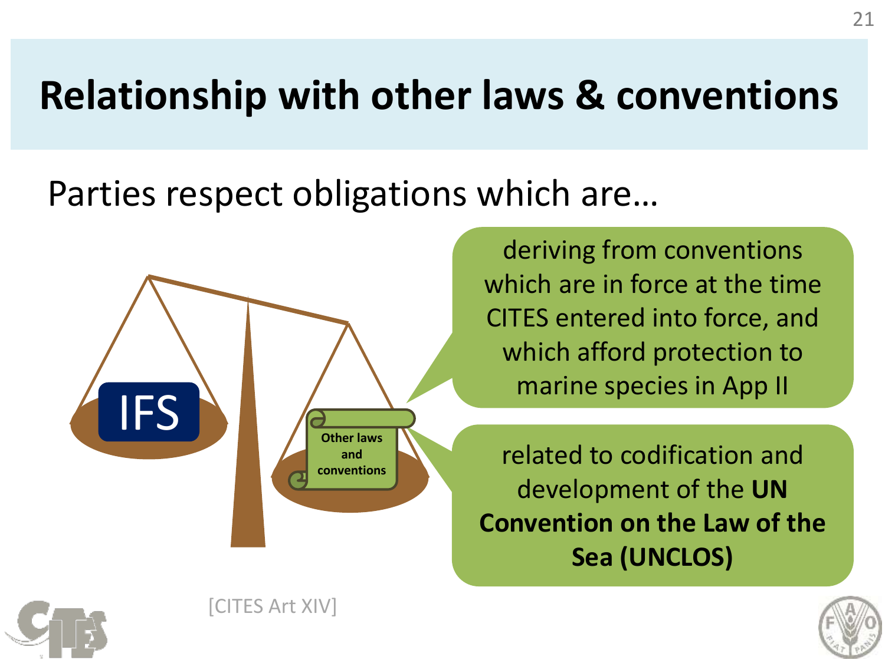# Relationship with other laws & conventions

Parties respect obligations which are…

IFS

Other laws and conventions

deriving from conventions which are in force at the time CITES entered into force, and which afford protection to marine species in App II

related to codification and development of the **UN Convention on the Law of the Sea (UNCLOS)**

[CITES Art XIV]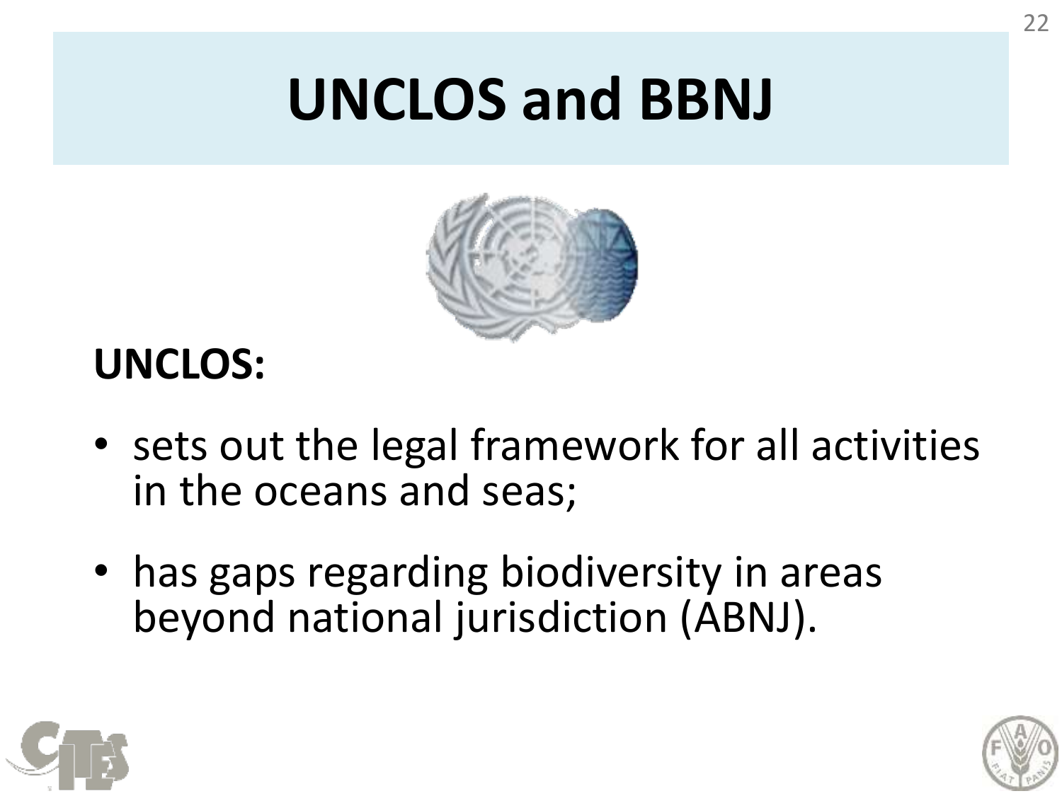# UNCLOS and BBNJ

**UNCLOS:**

- sets out the legal framework for all activities in the oceans and seas;
- has gaps regarding biodiversity in areas beyond national jurisdiction (ABNJ).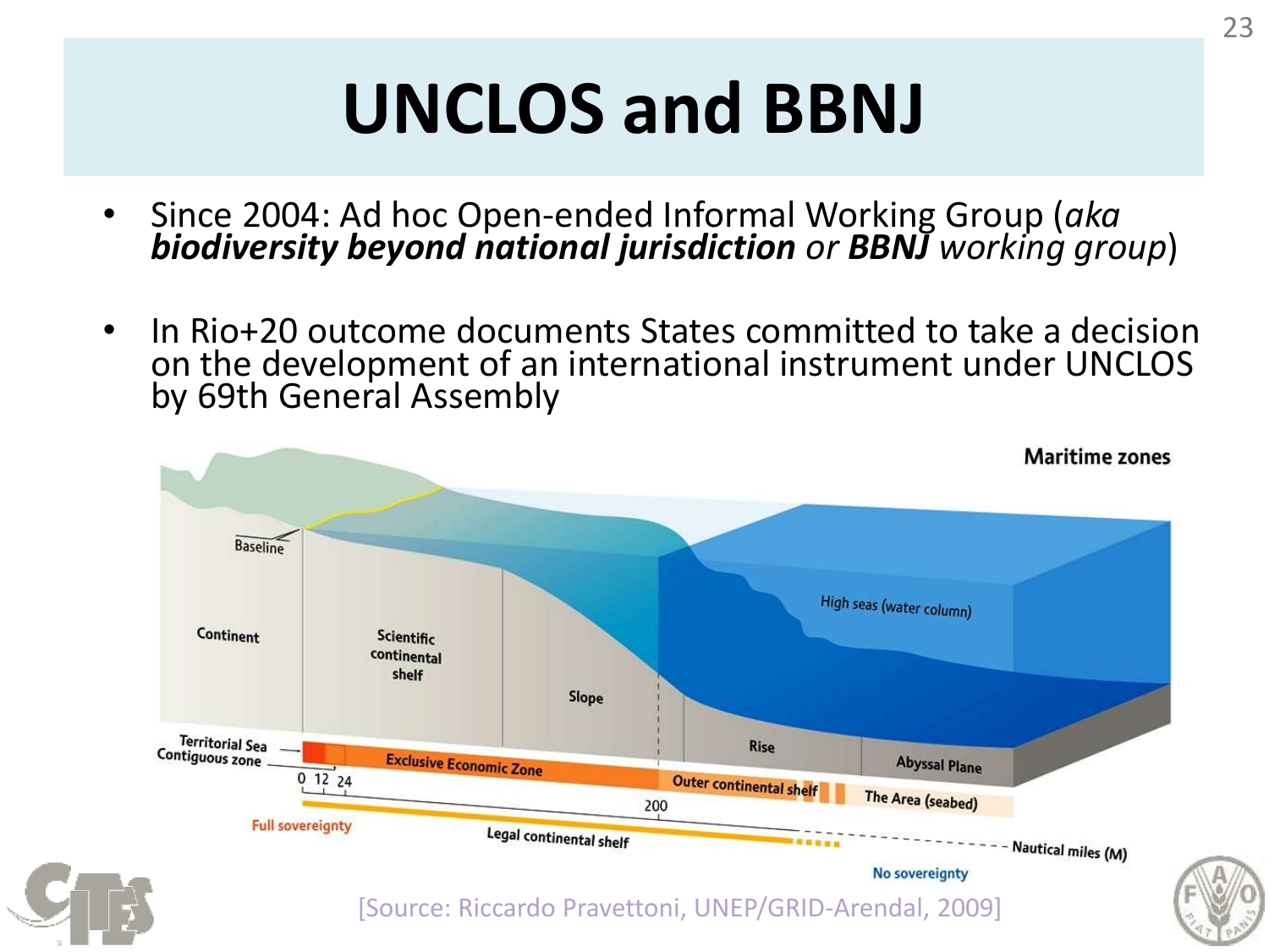# UNCLOS and BBNJ

- Since 2004: Ad hoc Open-ended Informal Working Group (*aka **biodiversity beyond national jurisdiction** or **BBNJ** working group*)
- In Rio+20 outcome documents States committed to take a decision on the development of an international instrument under UNCLOS by 69th General Assembly

Maritime zones

Baseline

Continent

Scientific continental shelf

Slope

Rise

Abyssal Plane

High seas (water column)

Territorial Sea

Contiguous zone

Exclusive Economic Zone

Outer continental shelf

The Area (seabed)

0 12 24

200

Full sovereignty

Legal continental shelf

Nautical miles (M)

No sovereignty

[Source: Riccardo Pravettoni, UNEP/GRID-Arendal, 2009]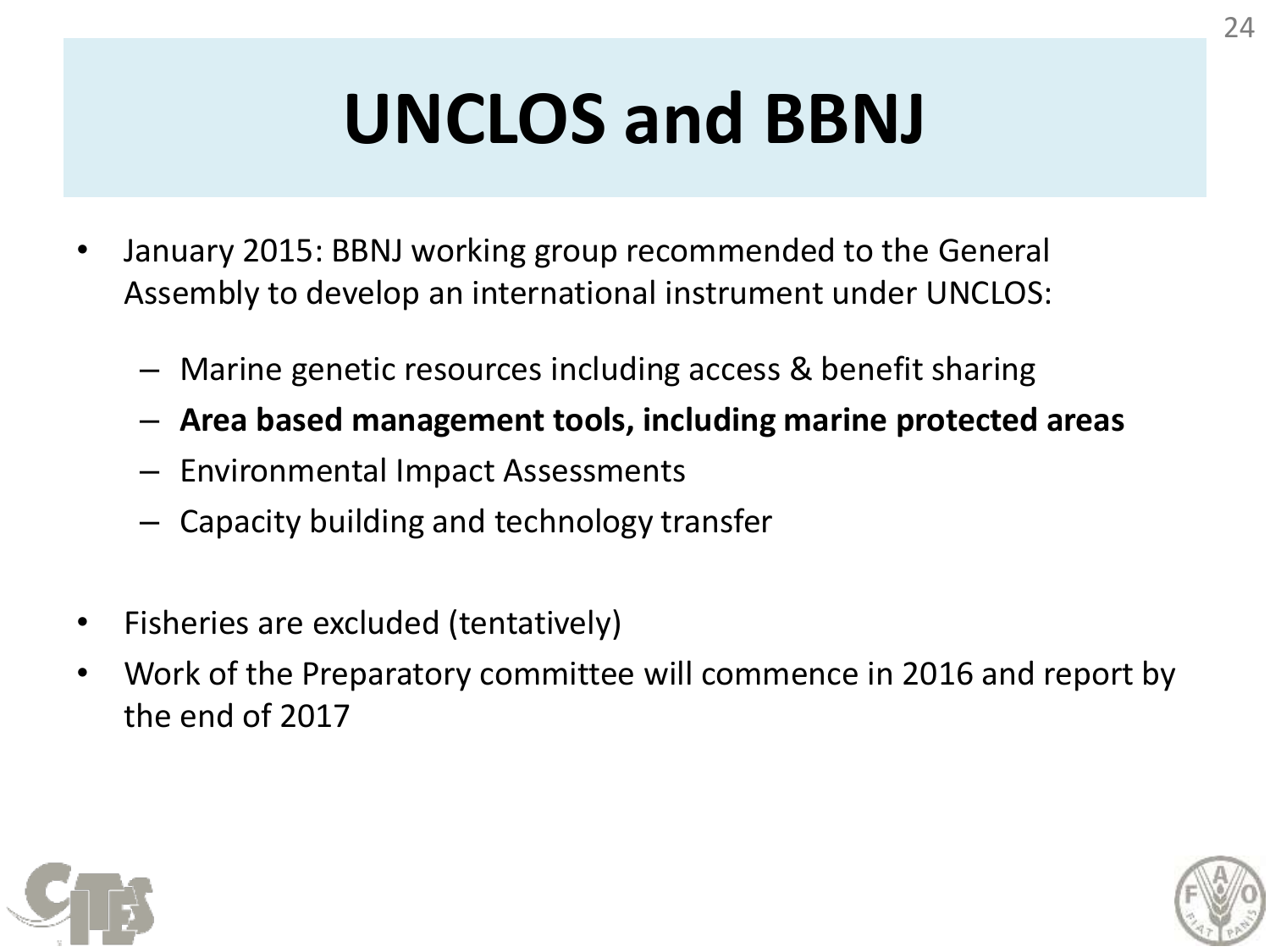# UNCLOS and BBNJ

- January 2015: BBNJ working group recommended to the General Assembly to develop an international instrument under UNCLOS:
  - Marine genetic resources including access & benefit sharing
  - **Area based management tools, including marine protected areas**
  - Environmental Impact Assessments
  - Capacity building and technology transfer
- Fisheries are excluded (tentatively)
- Work of the Preparatory committee will commence in 2016 and report by the end of 2017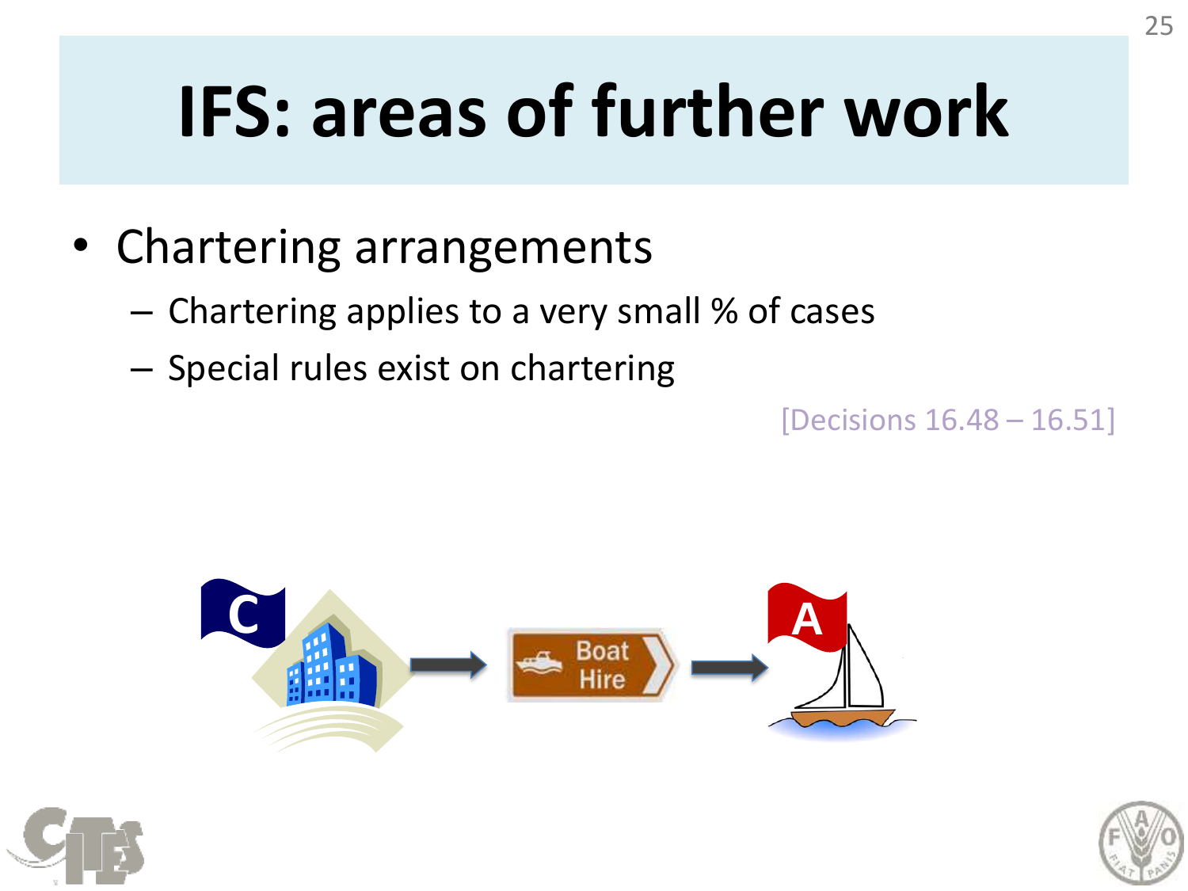# IFS: areas of further work

- Chartering arrangements
  - Chartering applies to a very small % of cases
  - Special rules exist on chartering

[Decisions 16.48 – 16.51]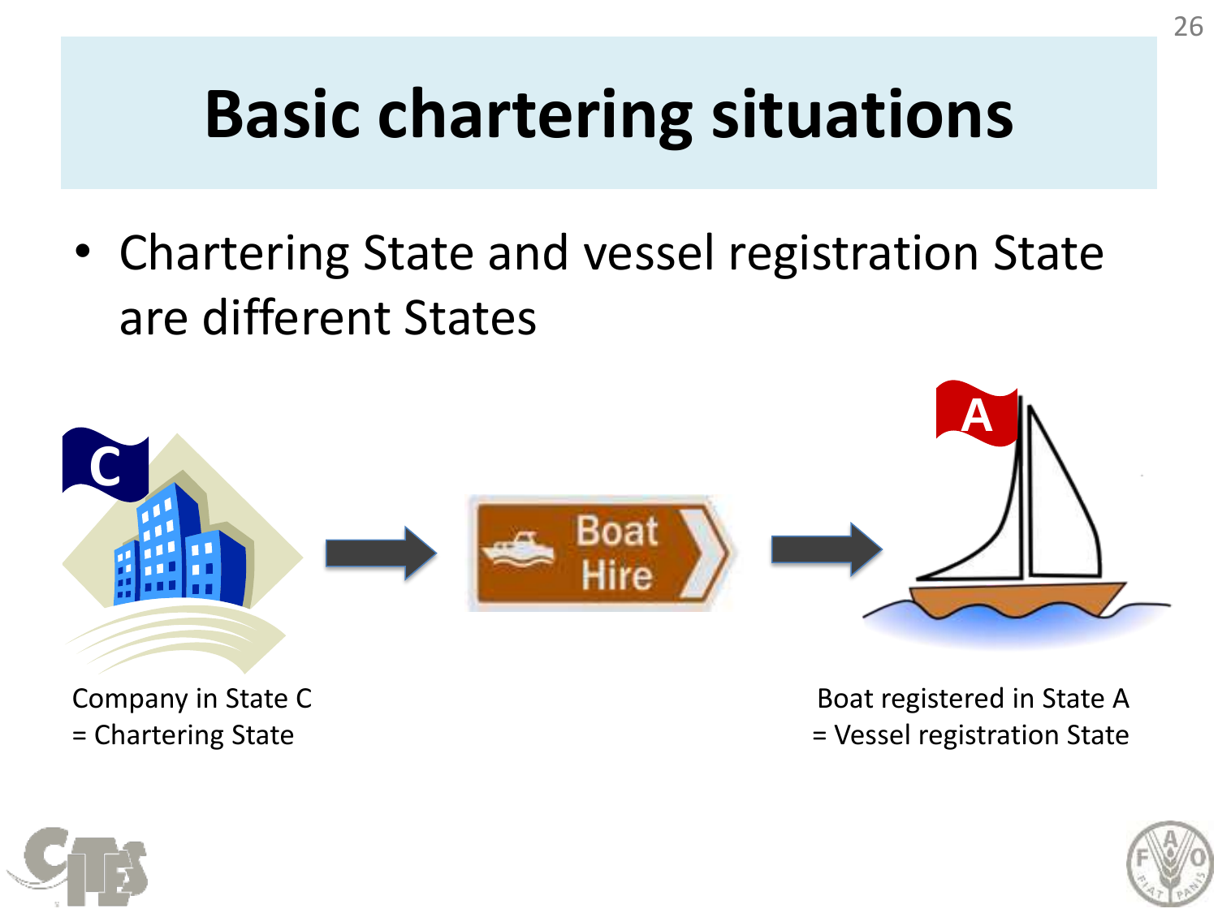# Basic chartering situations

- Chartering State and vessel registration State are different States

Company in State C
= Chartering State

Boat registered in State A
= Vessel registration State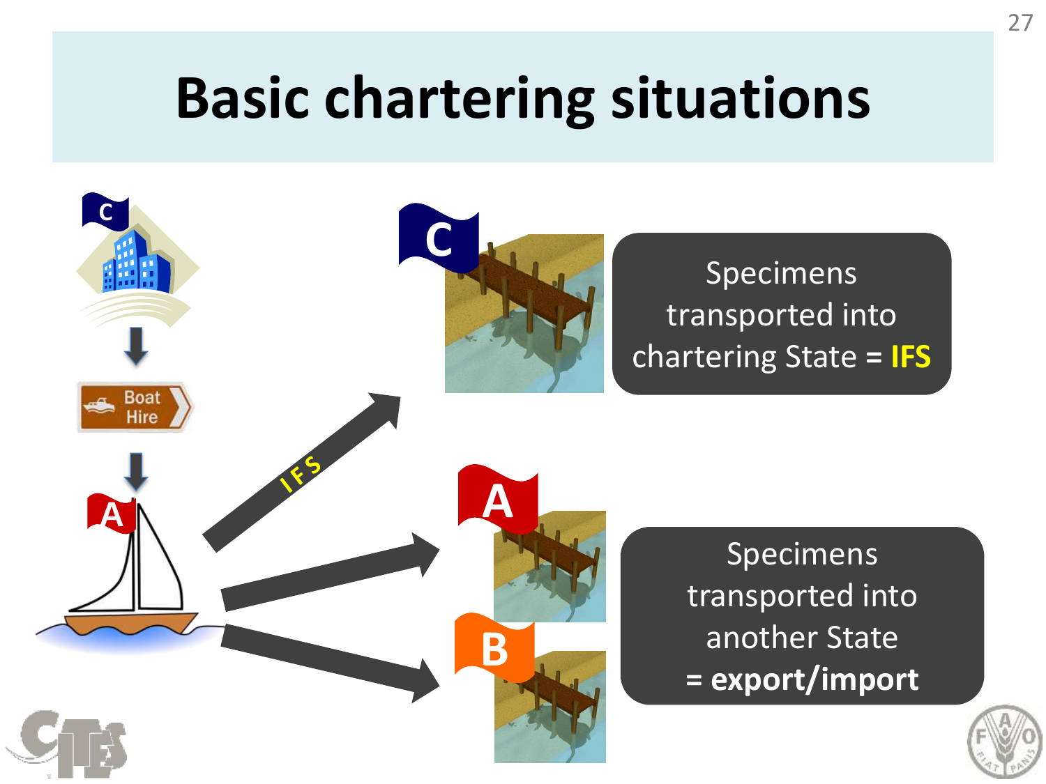# Basic chartering situations

C

Boat Hire

A

IFS

C

Specimens transported into chartering State = **IFS**

A

B

Specimens transported into another State **= export/import**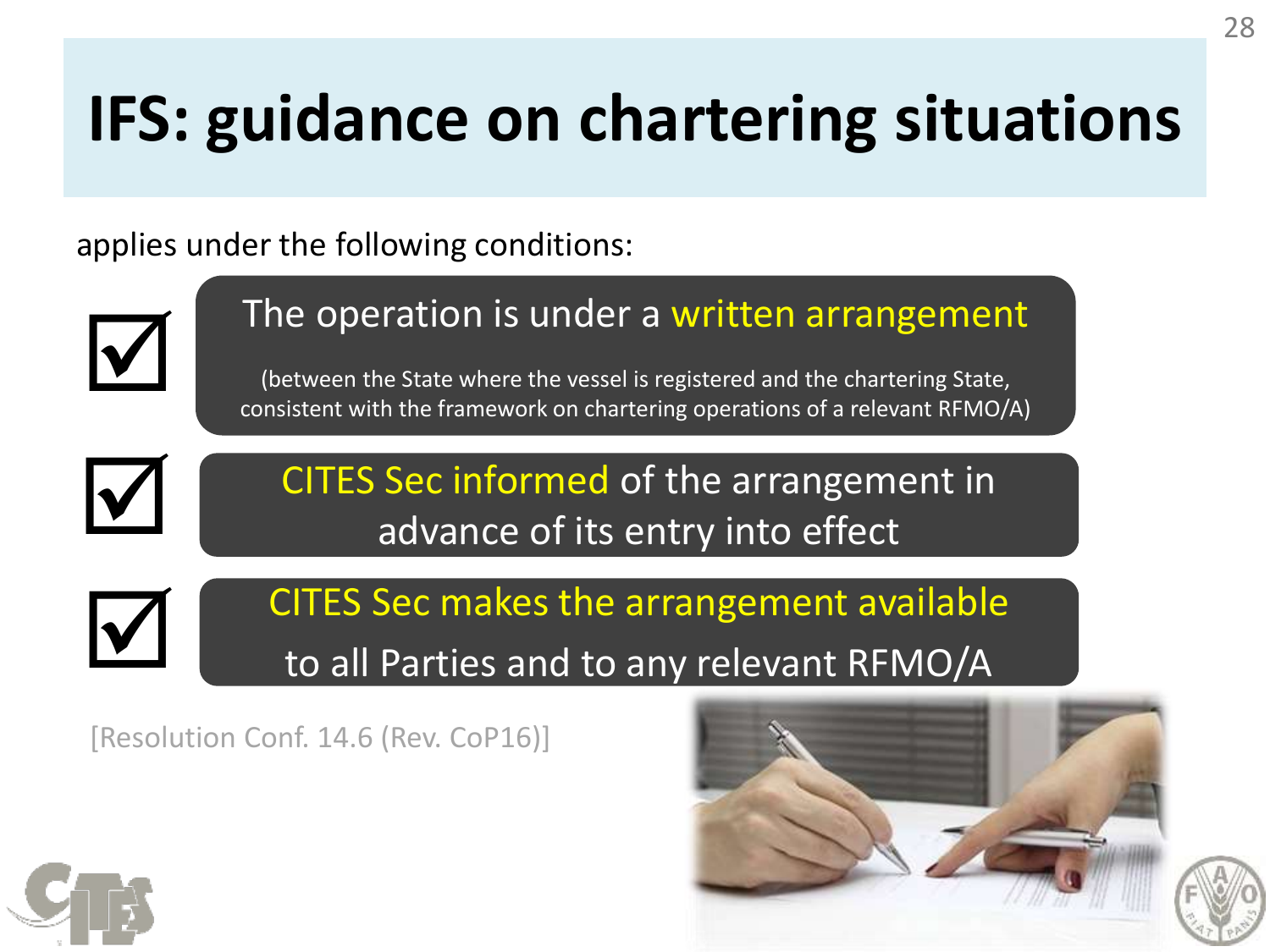# IFS: guidance on chartering situations

applies under the following conditions:

- ☑ The operation is under a written arrangement

  (between the State where the vessel is registered and the chartering State, consistent with the framework on chartering operations of a relevant RFMO/A)

- ☑ CITES Sec informed of the arrangement in advance of its entry into effect

- ☑ CITES Sec makes the arrangement available to all Parties and to any relevant RFMO/A

[Resolution Conf. 14.6 (Rev. CoP16)]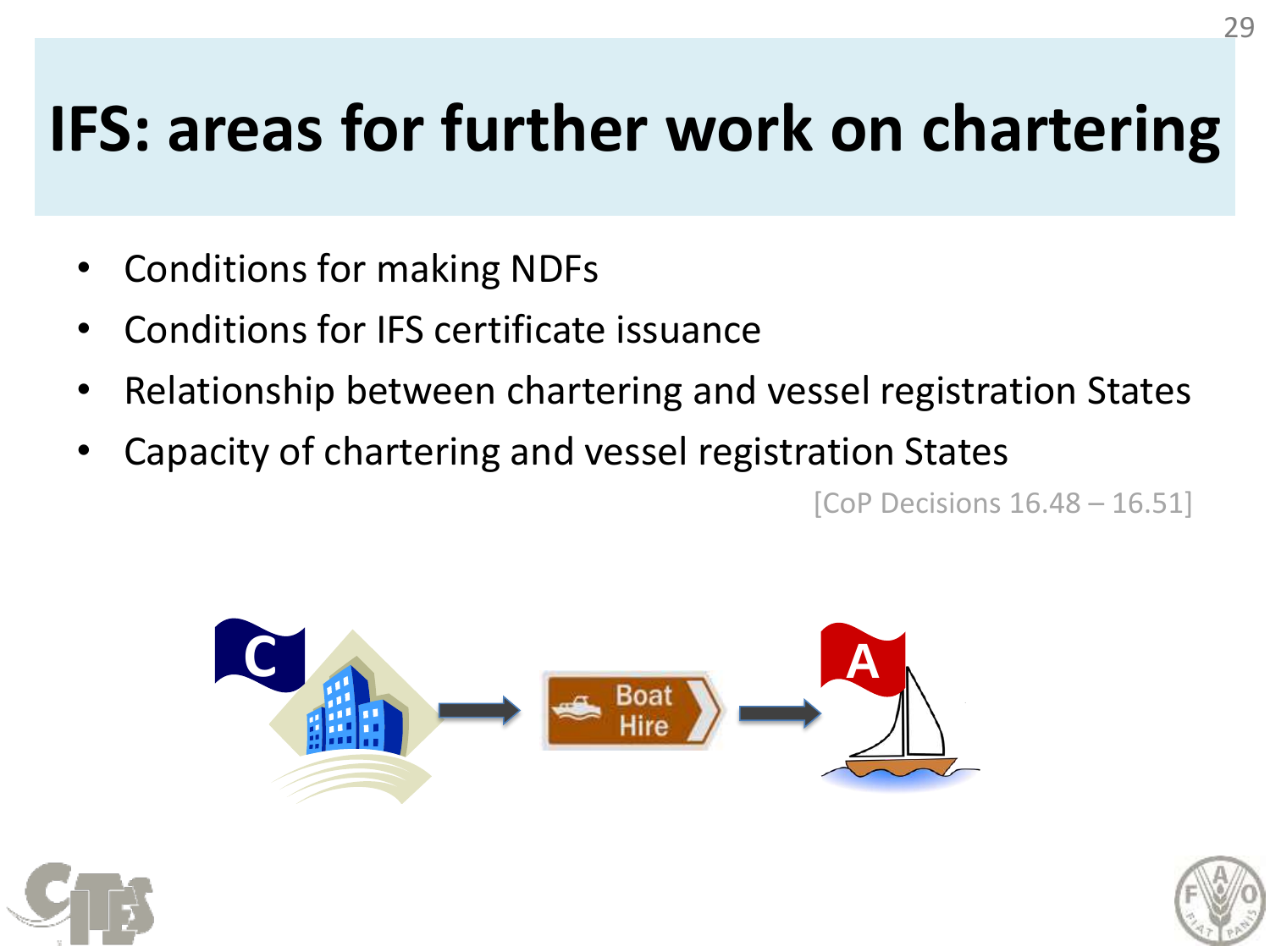# IFS: areas for further work on chartering

- Conditions for making NDFs
- Conditions for IFS certificate issuance
- Relationship between chartering and vessel registration States
- Capacity of chartering and vessel registration States

[CoP Decisions 16.48 – 16.51]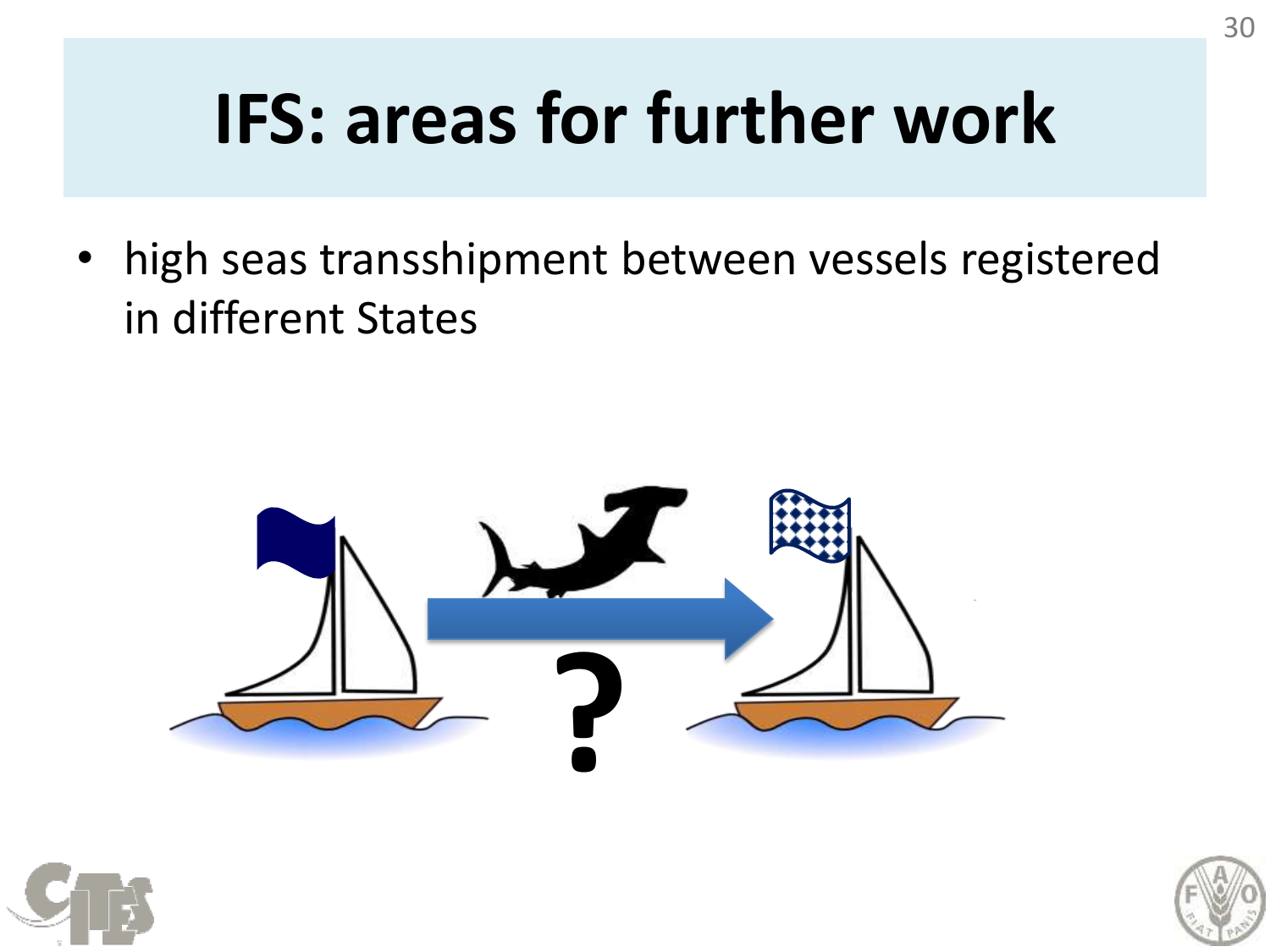# IFS: areas for further work

- high seas transshipment between vessels registered in different States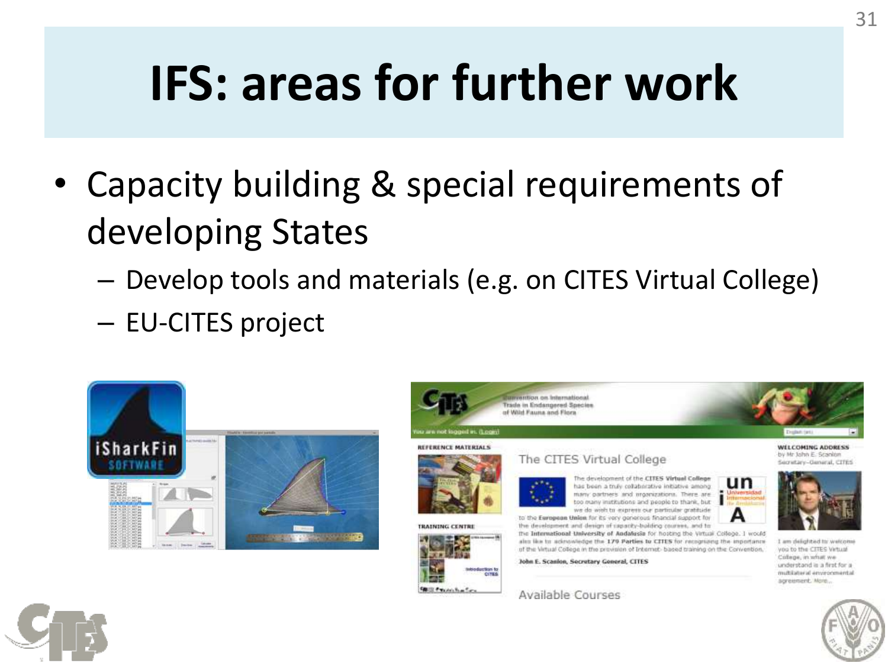# IFS: areas for further work

- Capacity building & special requirements of developing States
  - Develop tools and materials (e.g. on CITES Virtual College)
  - EU-CITES project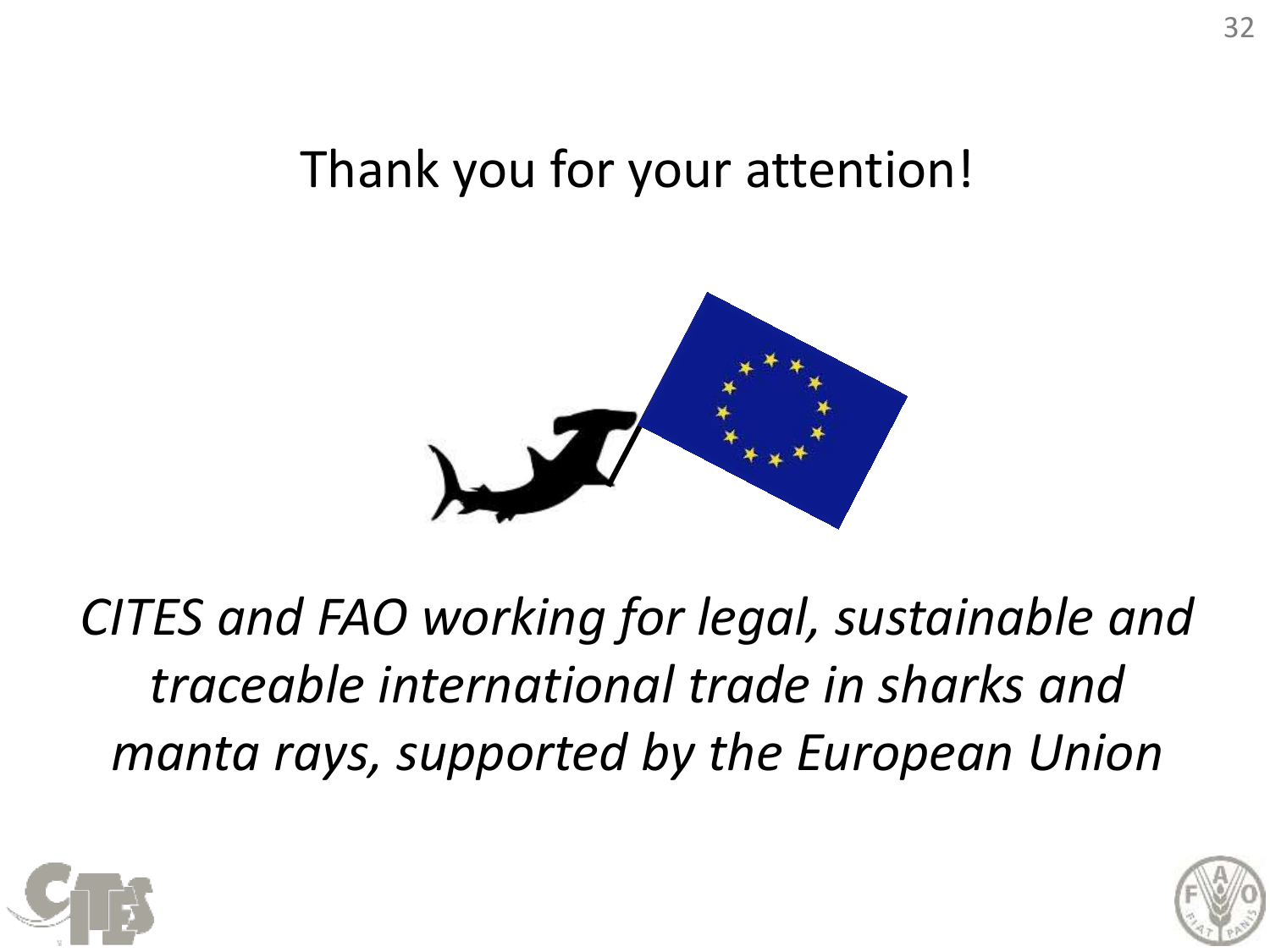Thank you for your attention!

*CITES and FAO working for legal, sustainable and traceable international trade in sharks and manta rays, supported by the European Union*